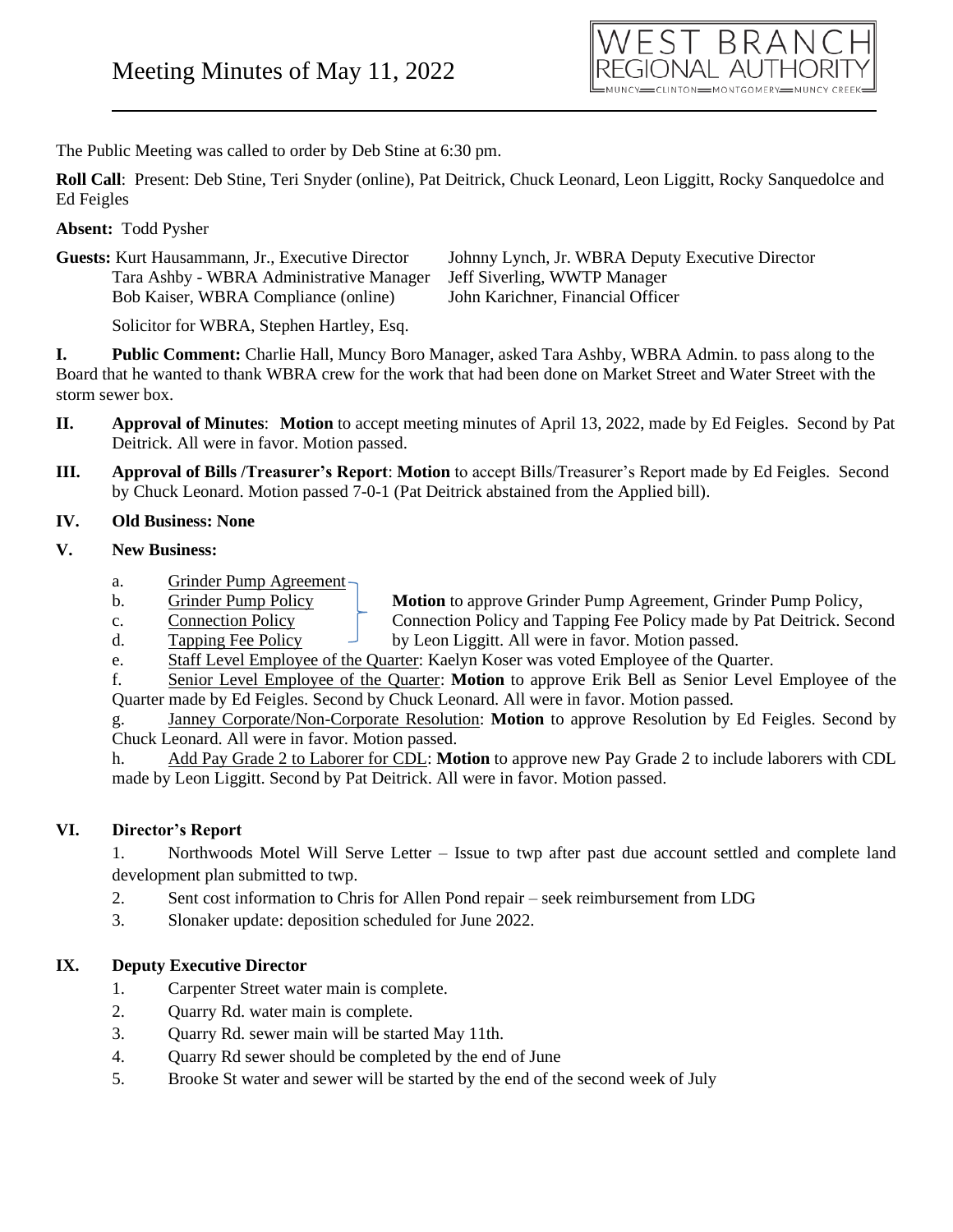# Meeting Minutes of May 11, 2022

WEST BRANCH REGIONAL AUTHORITY
MUNCY — CLINTON — MONTGOMERY — MUNCY CREEK

The Public Meeting was called to order by Deb Stine at 6:30 pm.

**Roll Call**: Present: Deb Stine, Teri Snyder (online), Pat Deitrick, Chuck Leonard, Leon Liggitt, Rocky Sanquedolce and Ed Feigles

**Absent:** Todd Pysher

**Guests:** Kurt Hausammann, Jr., Executive Director
Johnny Lynch, Jr. WBRA Deputy Executive Director
Tara Ashby - WBRA Administrative Manager
Jeff Siverling, WWTP Manager
Bob Kaiser, WBRA Compliance (online)
John Karichner, Financial Officer
Solicitor for WBRA, Stephen Hartley, Esq.

**I. Public Comment:** Charlie Hall, Muncy Boro Manager, asked Tara Ashby, WBRA Admin. to pass along to the Board that he wanted to thank WBRA crew for the work that had been done on Market Street and Water Street with the storm sewer box.

**II. Approval of Minutes**: **Motion** to accept meeting minutes of April 13, 2022, made by Ed Feigles. Second by Pat Deitrick. All were in favor. Motion passed.

**III. Approval of Bills /Treasurer's Report**: **Motion** to accept Bills/Treasurer's Report made by Ed Feigles. Second by Chuck Leonard. Motion passed 7-0-1 (Pat Deitrick abstained from the Applied bill).

**IV. Old Business: None**

**V. New Business:**

a. Grinder Pump Agreement
b. Grinder Pump Policy
c. Connection Policy
d. Tapping Fee Policy

**Motion** to approve Grinder Pump Agreement, Grinder Pump Policy, Connection Policy and Tapping Fee Policy made by Pat Deitrick. Second by Leon Liggitt. All were in favor. Motion passed.

e. Staff Level Employee of the Quarter: Kaelyn Koser was voted Employee of the Quarter.

f. Senior Level Employee of the Quarter: **Motion** to approve Erik Bell as Senior Level Employee of the Quarter made by Ed Feigles. Second by Chuck Leonard. All were in favor. Motion passed.

g. Janney Corporate/Non-Corporate Resolution: **Motion** to approve Resolution by Ed Feigles. Second by Chuck Leonard. All were in favor. Motion passed.

h. Add Pay Grade 2 to Laborer for CDL: **Motion** to approve new Pay Grade 2 to include laborers with CDL made by Leon Liggitt. Second by Pat Deitrick. All were in favor. Motion passed.

**VI. Director's Report**

1. Northwoods Motel Will Serve Letter – Issue to twp after past due account settled and complete land development plan submitted to twp.
2. Sent cost information to Chris for Allen Pond repair – seek reimbursement from LDG
3. Slonaker update: deposition scheduled for June 2022.

**IX. Deputy Executive Director**

1. Carpenter Street water main is complete.
2. Quarry Rd. water main is complete.
3. Quarry Rd. sewer main will be started May 11th.
4. Quarry Rd sewer should be completed by the end of June
5. Brooke St water and sewer will be started by the end of the second week of July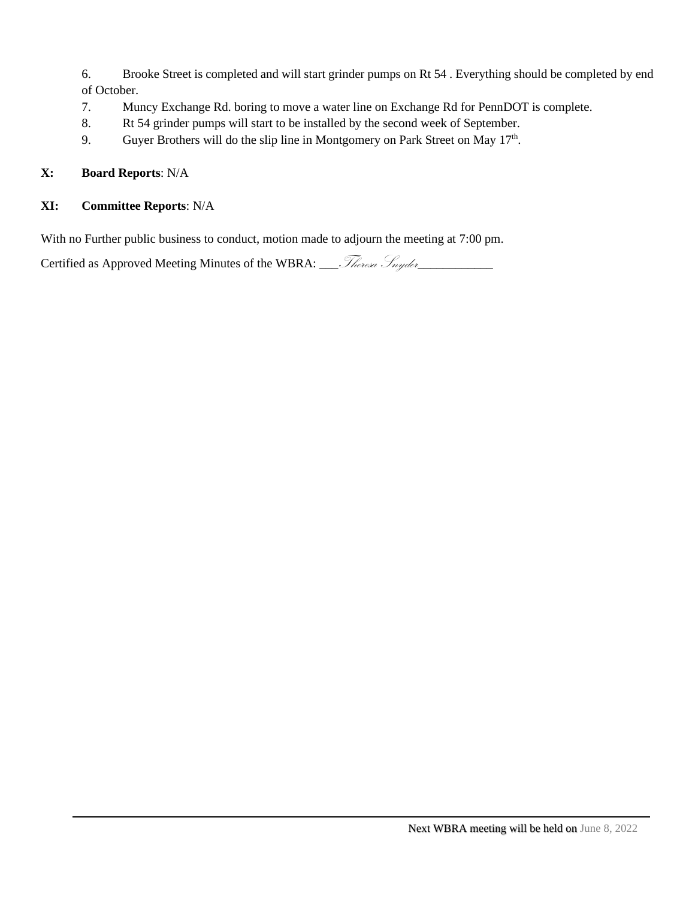6. Brooke Street is completed and will start grinder pumps on Rt 54 . Everything should be completed by end of October.
7. Muncy Exchange Rd. boring to move a water line on Exchange Rd for PennDOT is complete.
8. Rt 54 grinder pumps will start to be installed by the second week of September.
9. Guyer Brothers will do the slip line in Montgomery on Park Street on May 17th.

**X: Board Reports**: N/A

**XI: Committee Reports**: N/A

With no Further public business to conduct, motion made to adjourn the meeting at 7:00 pm.

Certified as Approved Meeting Minutes of the WBRA: ___*Theresa Snyder*____________

Next WBRA meeting will be held on June 8, 2022